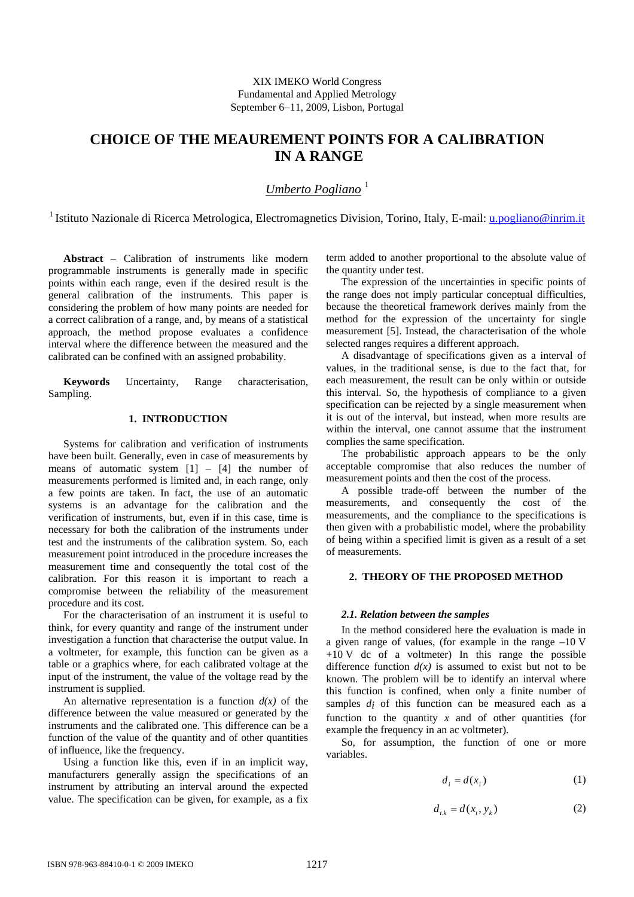XIX IMEKO World Congress
Fundamental and Applied Metrology
September 6–11, 2009, Lisbon, Portugal

# CHOICE OF THE MEAUREMENT POINTS FOR A CALIBRATION IN A RANGE

*Umberto Pogliano* [1]

[1] Istituto Nazionale di Ricerca Metrologica, Electromagnetics Division, Torino, Italy, E-mail: u.pogliano@inrim.it

**Abstract** – Calibration of instruments like modern programmable instruments is generally made in specific points within each range, even if the desired result is the general calibration of the instruments. This paper is considering the problem of how many points are needed for a correct calibration of a range, and, by means of a statistical approach, the method propose evaluates a confidence interval where the difference between the measured and the calibrated can be confined with an assigned probability.

**Keywords** Uncertainty, Range characterisation, Sampling.

## 1. INTRODUCTION

Systems for calibration and verification of instruments have been built. Generally, even in case of measurements by means of automatic system [1] – [4] the number of measurements performed is limited and, in each range, only a few points are taken. In fact, the use of an automatic systems is an advantage for the calibration and the verification of instruments, but, even if in this case, time is necessary for both the calibration of the instruments under test and the instruments of the calibration system. So, each measurement point introduced in the procedure increases the measurement time and consequently the total cost of the calibration. For this reason it is important to reach a compromise between the reliability of the measurement procedure and its cost.

For the characterisation of an instrument it is useful to think, for every quantity and range of the instrument under investigation a function that characterise the output value. In a voltmeter, for example, this function can be given as a table or a graphics where, for each calibrated voltage at the input of the instrument, the value of the voltage read by the instrument is supplied.

An alternative representation is a function $d(x)$ of the difference between the value measured or generated by the instruments and the calibrated one. This difference can be a function of the value of the quantity and of other quantities of influence, like the frequency.

Using a function like this, even if in an implicit way, manufacturers generally assign the specifications of an instrument by attributing an interval around the expected value. The specification can be given, for example, as a fix term added to another proportional to the absolute value of the quantity under test.

The expression of the uncertainties in specific points of the range does not imply particular conceptual difficulties, because the theoretical framework derives mainly from the method for the expression of the uncertainty for single measurement [5]. Instead, the characterisation of the whole selected ranges requires a different approach.

A disadvantage of specifications given as a interval of values, in the traditional sense, is due to the fact that, for each measurement, the result can be only within or outside this interval. So, the hypothesis of compliance to a given specification can be rejected by a single measurement when it is out of the interval, but instead, when more results are within the interval, one cannot assume that the instrument complies the same specification.

The probabilistic approach appears to be the only acceptable compromise that also reduces the number of measurement points and then the cost of the process.

A possible trade-off between the number of the measurements, and consequently the cost of the measurements, and the compliance to the specifications is then given with a probabilistic model, where the probability of being within a specified limit is given as a result of a set of measurements.

## 2. THEORY OF THE PROPOSED METHOD

### *2.1. Relation between the samples*

In the method considered here the evaluation is made in a given range of values, (for example in the range –10 V +10 V dc of a voltmeter) In this range the possible difference function $d(x)$ is assumed to exist but not to be known. The problem will be to identify an interval where this function is confined, when only a finite number of samples $d_i$ of this function can be measured each as a function to the quantity $x$ and of other quantities (for example the frequency in an ac voltmeter).

So, for assumption, the function of one or more variables.

$$d_i = d(x_i) \tag{1}$$

$$d_{i,k} = d(x_i, y_k) \tag{2}$$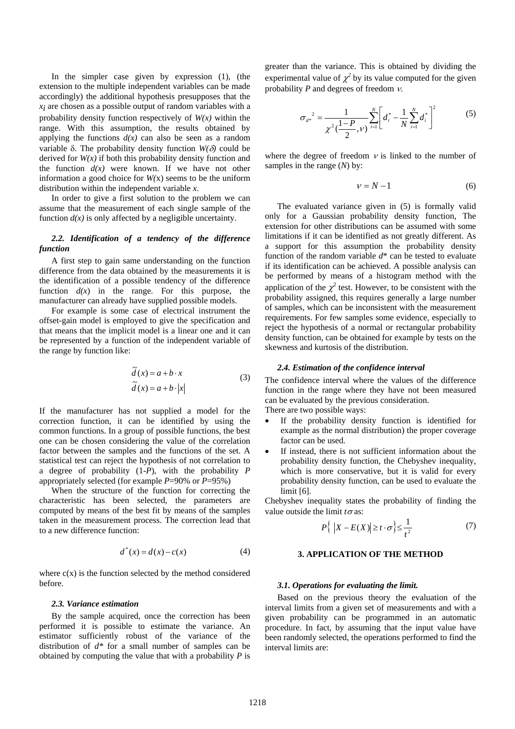In the simpler case given by expression (1), (the extension to the multiple independent variables can be made accordingly) the additional hypothesis presupposes that the $x_i$ are chosen as a possible output of random variables with a probability density function respectively of $W(x)$ within the range. With this assumption, the results obtained by applying the functions $d(x)$ can also be seen as a random variable $\delta$. The probability density function $W(\delta)$ could be derived for $W(x)$ if both this probability density function and the function $d(x)$ were known. If we have not other information a good choice for $W(x)$ seems to be the uniform distribution within the independent variable $x$.

In order to give a first solution to the problem we can assume that the measurement of each single sample of the function $d(x)$ is only affected by a negligible uncertainty.

### *2.2. Identification of a tendency of the difference function*

A first step to gain same understanding on the function difference from the data obtained by the measurements it is the identification of a possible tendency of the difference function $d(x)$ in the range. For this purpose, the manufacturer can already have supplied possible models.

For example is some case of electrical instrument the offset-gain model is employed to give the specification and that means that the implicit model is a linear one and it can be represented by a function of the independent variable of the range by function like:

$$\begin{aligned} \tilde{d}(x) &= a + b \cdot x \\ \tilde{d}(x) &= a + b \cdot |x| \end{aligned} \tag{3}$$

If the manufacturer has not supplied a model for the correction function, it can be identified by using the common functions. In a group of possible functions, the best one can be chosen considering the value of the correlation factor between the samples and the functions of the set. A statistical test can reject the hypothesis of not correlation to a degree of probability (1-$P$), with the probability $P$ appropriately selected (for example $P$=90% or $P$=95%)

When the structure of the function for correcting the characteristic has been selected, the parameters are computed by means of the best fit by means of the samples taken in the measurement process. The correction lead that to a new difference function:

$$d^*(x) = d(x) - c(x) \tag{4}$$

where c(x) is the function selected by the method considered before.

### *2.3. Variance estimation*

By the sample acquired, once the correction has been performed it is possible to estimate the variance. An estimator sufficiently robust of the variance of the distribution of $d^*$ for a small number of samples can be obtained by computing the value that with a probability $P$ is greater than the variance. This is obtained by dividing the experimental value of $\chi^2$ by its value computed for the given probability $P$ and degrees of freedom $\nu$.

$$\sigma_{d^*}^{\;2} = \frac{1}{\chi^2(\frac{1-P}{2},\nu)} \sum_{i=1}^{N} \left[ d_i^* - \frac{1}{N} \sum_{i=1}^{N} d_i^* \right]^2 \tag{5}$$

where the degree of freedom $\nu$ is linked to the number of samples in the range ($N$) by:

$$\nu = N - 1 \tag{6}$$

The evaluated variance given in (5) is formally valid only for a Gaussian probability density function, The extension for other distributions can be assumed with some limitations if it can be identified as not greatly different. As a support for this assumption the probability density function of the random variable $d^*$ can be tested to evaluate if its identification can be achieved. A possible analysis can be performed by means of a histogram method with the application of the $\chi^2$ test. However, to be consistent with the probability assigned, this requires generally a large number of samples, which can be inconsistent with the measurement requirements. For few samples some evidence, especially to reject the hypothesis of a normal or rectangular probability density function, can be obtained for example by tests on the skewness and kurtosis of the distribution.

### *2.4. Estimation of the confidence interval*

The confidence interval where the values of the difference function in the range where they have not been measured can be evaluated by the previous consideration.

There are two possible ways:

- If the probability density function is identified for example as the normal distribution) the proper coverage factor can be used.
- If instead, there is not sufficient information about the probability density function, the Chebyshev inequality, which is more conservative, but it is valid for every probability density function, can be used to evaluate the limit [6].

Chebyshev inequality states the probability of finding the value outside the limit $t\sigma$ as:

$$P\left\{ \left| X - E(X) \right| \geq t \cdot \sigma \right\} \leq \frac{1}{t^2} \tag{7}$$

## 3. APPLICATION OF THE METHOD

### *3.1. Operations for evaluating the limit.*

Based on the previous theory the evaluation of the interval limits from a given set of measurements and with a given probability can be programmed in an automatic procedure. In fact, by assuming that the input value have been randomly selected, the operations performed to find the interval limits are: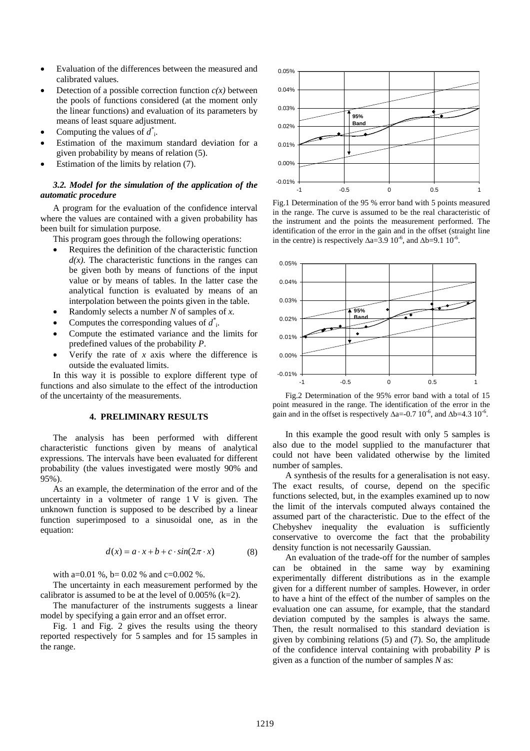- Evaluation of the differences between the measured and calibrated values.
- Detection of a possible correction function $c(x)$ between the pools of functions considered (at the moment only the linear functions) and evaluation of its parameters by means of least square adjustment.
- Computing the values of $d^*_i$.
- Estimation of the maximum standard deviation for a given probability by means of relation (5).
- Estimation of the limits by relation (7).

### *3.2. Model for the simulation of the application of the automatic procedure*

A program for the evaluation of the confidence interval where the values are contained with a given probability has been built for simulation purpose.

This program goes through the following operations:

- Requires the definition of the characteristic function $d(x)$. The characteristic functions in the ranges can be given both by means of functions of the input value or by means of tables. In the latter case the analytical function is evaluated by means of an interpolation between the points given in the table.
- Randomly selects a number $N$ of samples of $x$.
- Computes the corresponding values of $d^*_i$.
- Compute the estimated variance and the limits for predefined values of the probability $P$.
- Verify the rate of $x$ axis where the difference is outside the evaluated limits.

In this way it is possible to explore different type of functions and also simulate to the effect of the introduction of the uncertainty of the measurements.

## 4. PRELIMINARY RESULTS

The analysis has been performed with different characteristic functions given by means of analytical expressions. The intervals have been evaluated for different probability (the values investigated were mostly 90% and 95%).

As an example, the determination of the error and of the uncertainty in a voltmeter of range 1 V is given. The unknown function is supposed to be described by a linear function superimposed to a sinusoidal one, as in the equation:

$$d(x) = a \cdot x + b + c \cdot sin(2\pi \cdot x) \qquad (8)$$

with a=0.01 %, b= 0.02 % and c=0.002 %.

The uncertainty in each measurement performed by the calibrator is assumed to be at the level of 0.005% (k=2).

The manufacturer of the instruments suggests a linear model by specifying a gain error and an offset error.

Fig. 1 and Fig. 2 gives the results using the theory reported respectively for 5 samples and for 15 samples in the range.

Fig.1 Determination of the 95 % error band with 5 points measured in the range. The curve is assumed to be the real characteristic of the instrument and the points the measurement performed. The identification of the error in the gain and in the offset (straight line in the centre) is respectively $\Delta a$=3.9 $10^{-6}$, and $\Delta b$=9.1 $10^{-6}$.

Fig.2 Determination of the 95% error band with a total of 15 point measured in the range. The identification of the error in the gain and in the offset is respectively $\Delta a$=-0.7 $10^{-6}$, and $\Delta b$=4.3 $10^{-6}$.

In this example the good result with only 5 samples is also due to the model supplied to the manufacturer that could not have been validated otherwise by the limited number of samples.

A synthesis of the results for a generalisation is not easy. The exact results, of course, depend on the specific functions selected, but, in the examples examined up to now the limit of the intervals computed always contained the assumed part of the characteristic. Due to the effect of the Chebyshev inequality the evaluation is sufficiently conservative to overcome the fact that the probability density function is not necessarily Gaussian.

An evaluation of the trade-off for the number of samples can be obtained in the same way by examining experimentally different distributions as in the example given for a different number of samples. However, in order to have a hint of the effect of the number of samples on the evaluation one can assume, for example, that the standard deviation computed by the samples is always the same. Then, the result normalised to this standard deviation is given by combining relations (5) and (7). So, the amplitude of the confidence interval containing with probability $P$ is given as a function of the number of samples $N$ as: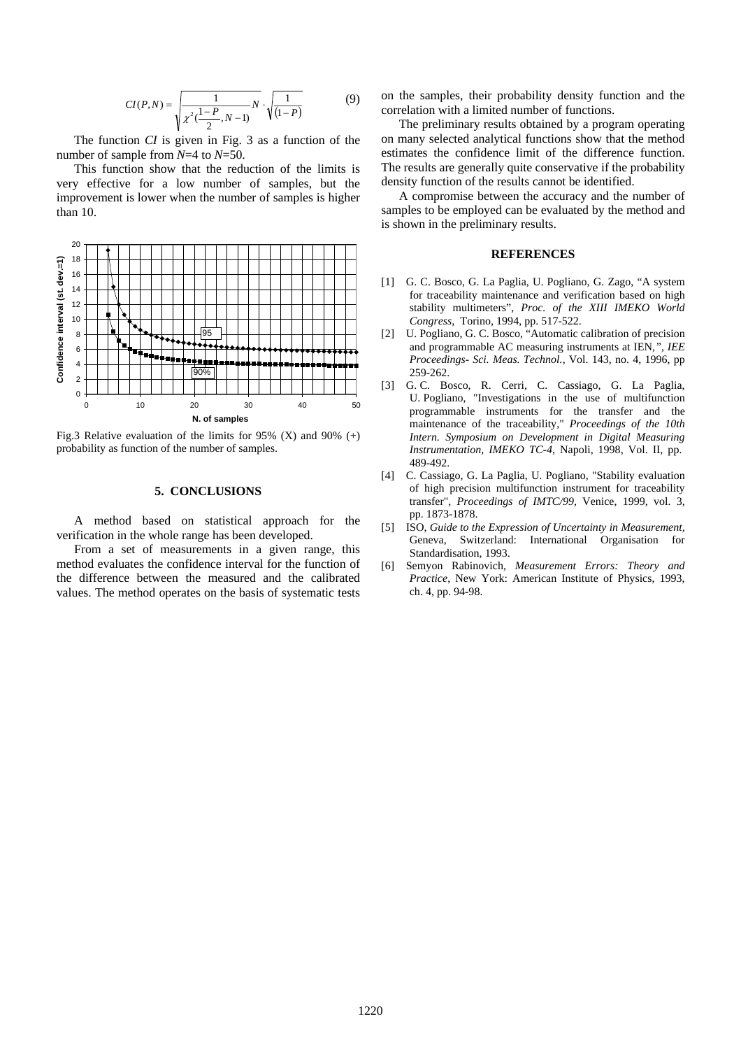$$CI(P,N) = \sqrt{\frac{1}{\chi^2(\frac{1-P}{2}, N-1)} N} \cdot \sqrt{\frac{1}{(1-P)}} \qquad (9)$$

The function *CI* is given in Fig. 3 as a function of the number of sample from *N*=4 to *N*=50.

This function show that the reduction of the limits is very effective for a low number of samples, but the improvement is lower when the number of samples is higher than 10.

Confidence interval (st. dev.=1)
20
18
16
14
12
10
8
6
4
2
0
0
10
20
30
40
50
N. of samples
95
90%

Fig.3 Relative evaluation of the limits for 95% (X) and 90% (+) probability as function of the number of samples.

## 5. CONCLUSIONS

A method based on statistical approach for the verification in the whole range has been developed.

From a set of measurements in a given range, this method evaluates the confidence interval for the function of the difference between the measured and the calibrated values. The method operates on the basis of systematic tests on the samples, their probability density function and the correlation with a limited number of functions.

The preliminary results obtained by a program operating on many selected analytical functions show that the method estimates the confidence limit of the difference function. The results are generally quite conservative if the probability density function of the results cannot be identified.

A compromise between the accuracy and the number of samples to be employed can be evaluated by the method and is shown in the preliminary results.

## REFERENCES

[1] G. C. Bosco, G. La Paglia, U. Pogliano, G. Zago, "A system for traceability maintenance and verification based on high stability multimeters", *Proc. of the XIII IMEKO World Congress*, Torino, 1994, pp. 517-522.

[2] U. Pogliano, G. C. Bosco, "Automatic calibration of precision and programmable AC measuring instruments at IEN,", *IEE Proceedings- Sci. Meas. Technol.*, Vol. 143, no. 4, 1996, pp 259-262.

[3] G. C. Bosco, R. Cerri, C. Cassiago, G. La Paglia, U. Pogliano, "Investigations in the use of multifunction programmable instruments for the transfer and the maintenance of the traceability," *Proceedings of the 10th Intern. Symposium on Development in Digital Measuring Instrumentation, IMEKO TC-4*, Napoli, 1998, Vol. II, pp. 489-492.

[4] C. Cassiago, G. La Paglia, U. Pogliano, "Stability evaluation of high precision multifunction instrument for traceability transfer", *Proceedings of IMTC/99*, Venice, 1999, vol. 3, pp. 1873-1878.

[5] ISO, *Guide to the Expression of Uncertainty in Measurement*, Geneva, Switzerland: International Organisation for Standardisation, 1993.

[6] Semyon Rabinovich, *Measurement Errors: Theory and Practice*, New York: American Institute of Physics, 1993, ch. 4, pp. 94-98.